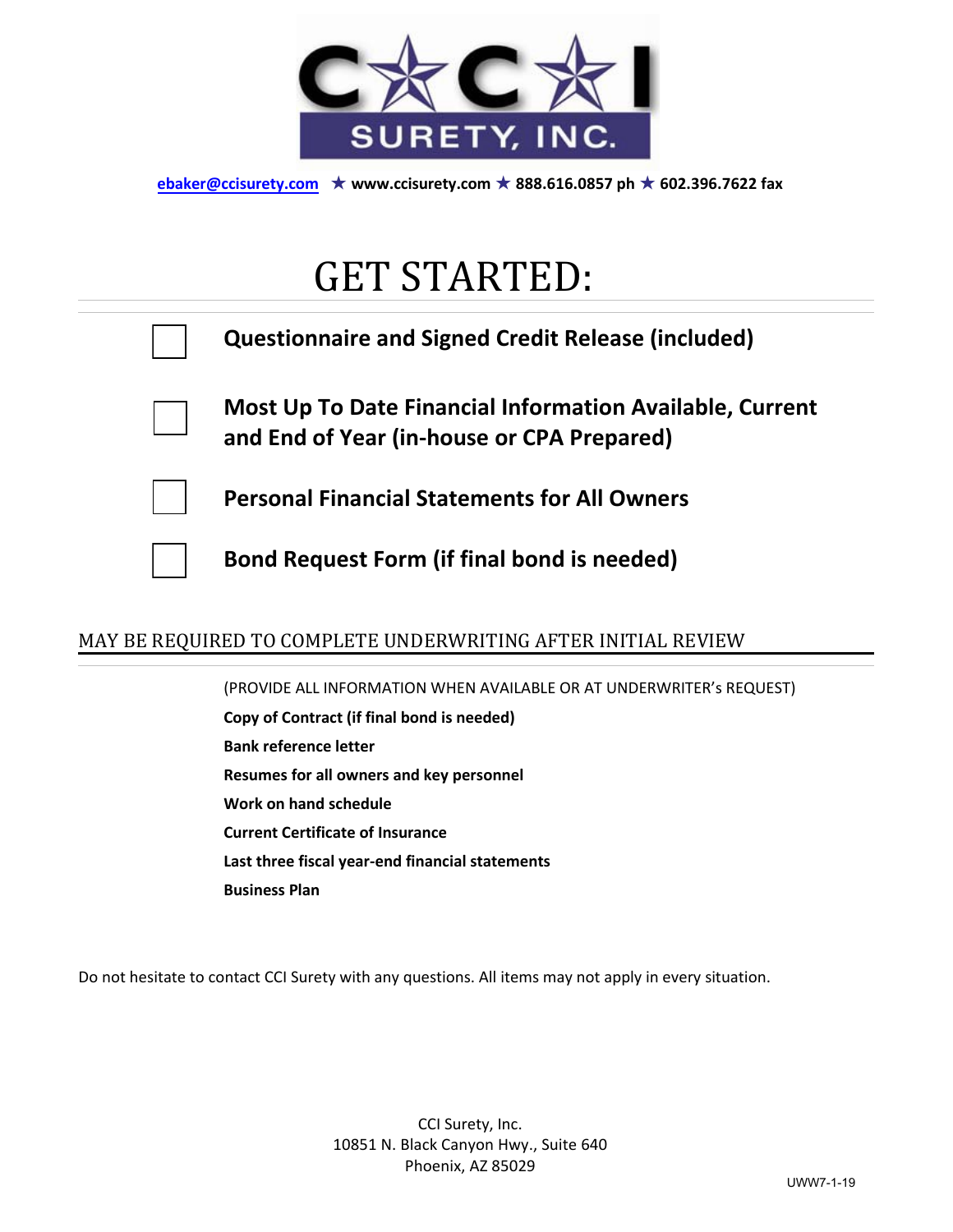**CCI SURETY, INC.**

ebaker@ccisurety.com ★ www.ccisurety.com ★ 888.616.0857 ph ★ 602.396.7622 fax

# GET STARTED:

- [ ] **Questionnaire and Signed Credit Release (included)**
- [ ] **Most Up To Date Financial Information Available, Current and End of Year (in-house or CPA Prepared)**
- [ ] **Personal Financial Statements for All Owners**
- [ ] **Bond Request Form (if final bond is needed)**

## MAY BE REQUIRED TO COMPLETE UNDERWRITING AFTER INITIAL REVIEW

(PROVIDE ALL INFORMATION WHEN AVAILABLE OR AT UNDERWRITER's REQUEST)

**Copy of Contract (if final bond is needed)**

**Bank reference letter**

**Resumes for all owners and key personnel**

**Work on hand schedule**

**Current Certificate of Insurance**

**Last three fiscal year-end financial statements**

**Business Plan**

Do not hesitate to contact CCI Surety with any questions. All items may not apply in every situation.

CCI Surety, Inc.
10851 N. Black Canyon Hwy., Suite 640
Phoenix, AZ 85029

UWW7-1-19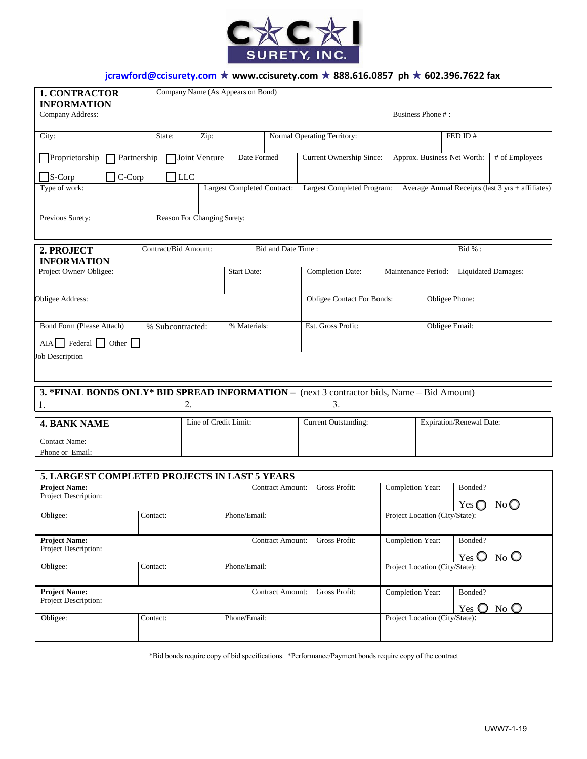**C★C★I SURETY, INC.**

**jcrawford@ccisurety.com ★ www.ccisurety.com ★ 888.616.0857 ph ★ 602.396.7622 fax**

| **1. CONTRACTOR INFORMATION** | Company Name (As Appears on Bond) | | | | |
|---|---|---|---|---|---|
| Company Address: | | | | Business Phone #: | |
| City: | State: | Zip: | Normal Operating Territory: | | FED ID # |
| ☐ Proprietorship ☐ Partnership ☐ Joint Venture ☐ S-Corp ☐ C-Corp ☐ LLC | Date Formed | Current Ownership Since: | Approx. Business Net Worth: | # of Employees | |
| Type of work: | Largest Completed Contract: | Largest Completed Program: | Average Annual Receipts (last 3 yrs + affiliates) | | |
| Previous Surety: | Reason For Changing Surety: | | | | |

| **2. PROJECT INFORMATION** | Contract/Bid Amount: | Bid and Date Time: | | Bid %: |
|---|---|---|---|---|
| Project Owner/ Obligee: | Start Date: | Completion Date: | Maintenance Period: | Liquidated Damages: |
| Obligee Address: | | Obligee Contact For Bonds: | Obligee Phone: | |
| Bond Form (Please Attach) AIA ☐ Federal ☐ Other ☐ | % Subcontracted: | % Materials: | Est. Gross Profit: | Obligee Email: |
| Job Description | | | | |

| **3. \*FINAL BONDS ONLY\* BID SPREAD INFORMATION –** (next 3 contractor bids, Name – Bid Amount) | | |
|---|---|---|
| 1. | 2. | 3. |

| **4. BANK NAME** | Line of Credit Limit: | Current Outstanding: | Expiration/Renewal Date: |
|---|---|---|---|
| Contact Name: Phone or Email: | | | |

| **5. LARGEST COMPLETED PROJECTS IN LAST 5 YEARS** | | | | | | |
|---|---|---|---|---|---|---|
| **Project Name:** Project Description: | | | Contract Amount: | Gross Profit: | Completion Year: | Bonded? Yes ○ No ○ |
| Obligee: | Contact: | Phone/Email: | | | Project Location (City/State): | |
| **Project Name:** Project Description: | | | Contract Amount: | Gross Profit: | Completion Year: | Bonded? Yes ○ No ○ |
| Obligee: | Contact: | Phone/Email: | | | Project Location (City/State): | |
| **Project Name:** Project Description: | | | Contract Amount: | Gross Profit: | Completion Year: | Bonded? Yes ○ No ○ |
| Obligee: | Contact: | Phone/Email: | | | Project Location (City/State): | |

*Bid bonds require copy of bid specifications. *Performance/Payment bonds require copy of the contract

UWW7-1-19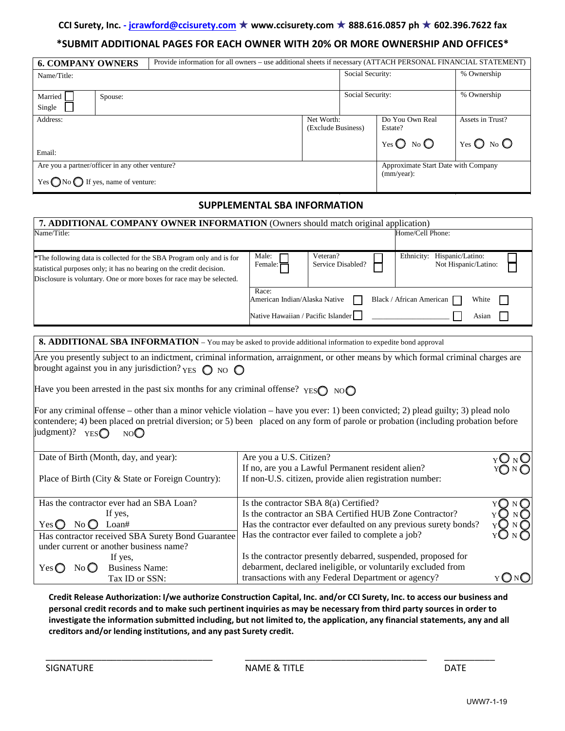**CCI Surety, Inc. - jcrawford@ccisurety.com ★ www.ccisurety.com ★ 888.616.0857 ph ★ 602.396.7622 fax**

**\*SUBMIT ADDITIONAL PAGES FOR EACH OWNER WITH 20% OR MORE OWNERSHIP AND OFFICES\***

| **6. COMPANY OWNERS** | Provide information for all owners – use additional sheets if necessary (ATTACH PERSONAL FINANCIAL STATEMENT) | | |
|---|---|---|---|
| Name/Title: | | Social Security: | % Ownership |
| Married ☐ Single ☐ | Spouse: | Social Security: | % Ownership |
| Address: Email: | Net Worth: (Exclude Business) | Do You Own Real Estate? Yes ◯ No ◯ | Assets in Trust? Yes ◯ No ◯ |
| Are you a partner/officer in any other venture? Yes ◯ No ◯ If yes, name of venture: | | Approximate Start Date with Company (mm/year): | |

## SUPPLEMENTAL SBA INFORMATION

| **7. ADDITIONAL COMPANY OWNER INFORMATION** (Owners should match original application) | | | |
|---|---|---|---|
| Name/Title: | | | Home/Cell Phone: |
| \*The following data is collected for the SBA Program only and is for statistical purposes only; it has no bearing on the credit decision. Disclosure is voluntary. One or more boxes for race may be selected. | Male: ☐ Female: ☐ | Veteran? ☐ Service Disabled? ☐ | Ethnicity: Hispanic/Latino: ☐ Not Hispanic/Latino: ☐ |
| | Race: American Indian/Alaska Native ☐ Black / African American ☐ White ☐ Native Hawaiian / Pacific Islander ☐ ________________ ☐ Asian ☐ | | |

**8. ADDITIONAL SBA INFORMATION** – You may be asked to provide additional information to expedite bond approval

Are you presently subject to an indictment, criminal information, arraignment, or other means by which formal criminal charges are brought against you in any jurisdiction? YES ◯ NO ◯

Have you been arrested in the past six months for any criminal offense? YES◯ NO◯

For any criminal offense – other than a minor vehicle violation – have you ever: 1) been convicted; 2) plead guilty; 3) plead nolo contendere; 4) been placed on pretrial diversion; or 5) been placed on any form of parole or probation (including probation before judgment)? YES◯ NO◯

| | | |
|---|---|---|
| Date of Birth (Month, day, and year): Place of Birth (City & State or Foreign Country): | Are you a U.S. Citizen? If no, are you a Lawful Permanent resident alien? If non-U.S. citizen, provide alien registration number: | Y◯ N◯ Y◯ N◯ |
| Has the contractor ever had an SBA Loan? If yes, Yes ◯ No ◯ Loan# | Is the contractor SBA 8(a) Certified? Is the contractor an SBA Certified HUB Zone Contractor? Has the contractor ever defaulted on any previous surety bonds? Has the contractor ever failed to complete a job? | Y◯ N◯ Y◯ N◯ Y◯ N◯ Y◯ N◯ |
| Has contractor received SBA Surety Bond Guarantee under current or another business name? If yes, Yes ◯ No ◯ Business Name: Tax ID or SSN: | Is the contractor presently debarred, suspended, proposed for debarment, declared ineligible, or voluntarily excluded from transactions with any Federal Department or agency? | Y◯ N◯ |

**Credit Release Authorization: I/we authorize Construction Capital, Inc. and/or CCI Surety, Inc. to access our business and personal credit records and to make such pertinent inquiries as may be necessary from third party sources in order to investigate the information submitted including, but not limited to, the application, any financial statements, any and all creditors and/or lending institutions, and any past Surety credit.**

_______________________________ SIGNATURE

_______________________________ NAME & TITLE

__________ DATE

UWW7-1-19